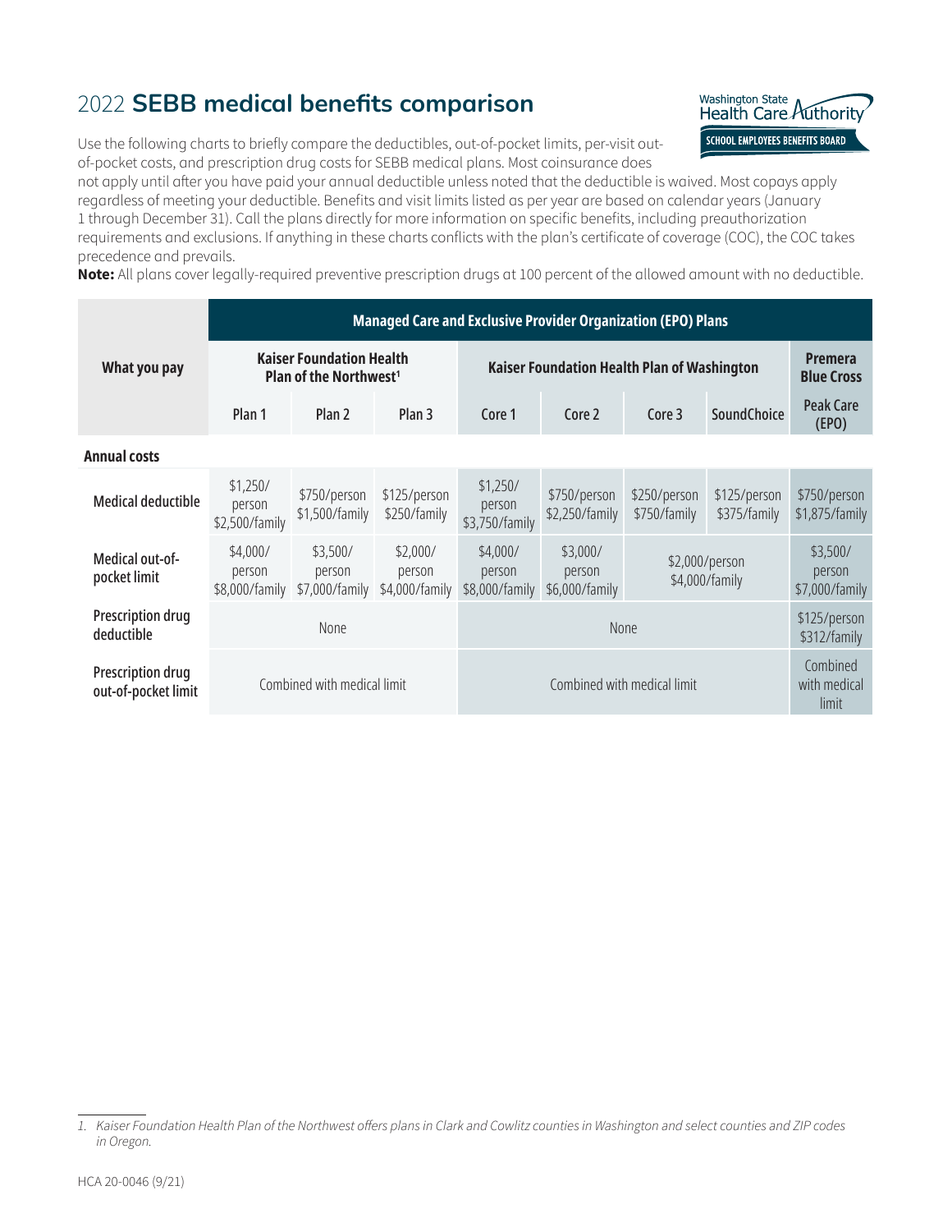# 2022 **SEBB medical benefits comparison**

Use the following charts to briefly compare the deductibles, out-of-pocket limits, per-visit out-of-pocket costs, and prescription drug costs for SEBB medical plans. Most coinsurance does not apply until after you have paid your annual deductible unless noted that the deductible is waived. Most copays apply regardless of meeting your deductible. Benefits and visit limits listed as per year are based on calendar years (January 1 through December 31). Call the plans directly for more information on specific benefits, including preauthorization requirements and exclusions. If anything in these charts conflicts with the plan's certificate of coverage (COC), the COC takes precedence and prevails.

**Note:** All plans cover legally-required preventive prescription drugs at 100 percent of the allowed amount with no deductible.

| What you pay | Managed Care and Exclusive Provider Organization (EPO) Plans | | | | | | | |
|---|---|---|---|---|---|---|---|---|
| | Kaiser Foundation Health Plan of the Northwest[1] | | | Kaiser Foundation Health Plan of Washington | | | | Premera Blue Cross |
| | Plan 1 | Plan 2 | Plan 3 | Core 1 | Core 2 | Core 3 | SoundChoice | Peak Care (EPO) |
| **Annual costs** | | | | | | | | |
| Medical deductible | $1,250/person $2,500/family | $750/person $1,500/family | $125/person $250/family | $1,250/person $3,750/family | $750/person $2,250/family | $250/person $750/family | $125/person $375/family | $750/person $1,875/family |
| Medical out-of-pocket limit | $4,000/person $8,000/family | $3,500/person $7,000/family | $2,000/person $4,000/family | $4,000/person $8,000/family | $3,000/person $6,000/family | $2,000/person $4,000/family | | $3,500/person $7,000/family |
| Prescription drug deductible | None | | | None | | | | $125/person $312/family |
| Prescription drug out-of-pocket limit | Combined with medical limit | | | Combined with medical limit | | | | Combined with medical limit |

1. *Kaiser Foundation Health Plan of the Northwest offers plans in Clark and Cowlitz counties in Washington and select counties and ZIP codes in Oregon.*

HCA 20-0046 (9/21)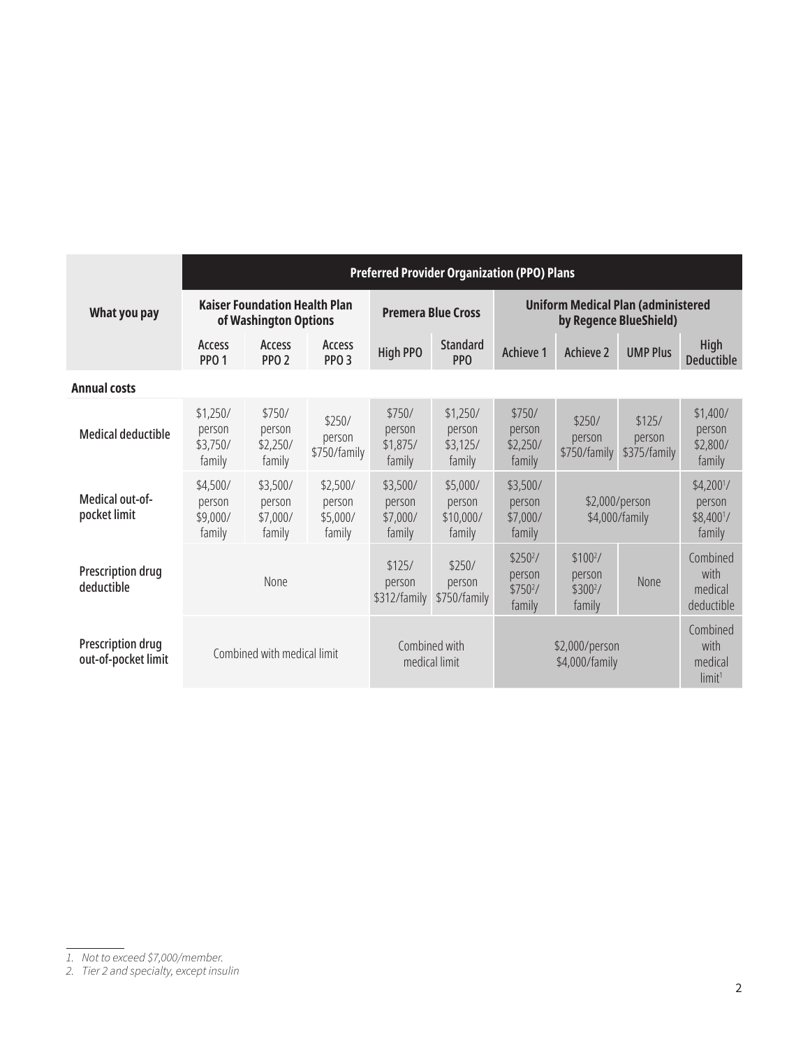| What you pay | Preferred Provider Organization (PPO) Plans | | | | | | | | |
|---|---|---|---|---|---|---|---|---|---|
| | Kaiser Foundation Health Plan of Washington Options | | | Premera Blue Cross | | Uniform Medical Plan (administered by Regence BlueShield) | | | |
| | Access PPO 1 | Access PPO 2 | Access PPO 3 | High PPO | Standard PPO | Achieve 1 | Achieve 2 | UMP Plus | High Deductible |
| **Annual costs** | | | | | | | | | |
| Medical deductible | $1,250/ person $3,750/ family | $750/ person $2,250/ family | $250/ person $750/family | $750/ person $1,875/ family | $1,250/ person $3,125/ family | $750/ person $2,250/ family | $250/ person $750/family | $125/ person $375/family | $1,400/ person $2,800/ family |
| Medical out-of-pocket limit | $4,500/ person $9,000/ family | $3,500/ person $7,000/ family | $2,500/ person $5,000/ family | $3,500/ person $7,000/ family | $5,000/ person $10,000/ family | $3,500/ person $7,000/ family | $2,000/person $4,000/family | | $4,200[1]/ person $8,400[1]/ family |
| Prescription drug deductible | None | | | $125/ person $312/family | $250/ person $750/family | $250[2]/ person $750[2]/ family | $100[2]/ person $300[2]/ family | None | Combined with medical deductible |
| Prescription drug out-of-pocket limit | Combined with medical limit | | | Combined with medical limit | | $2,000/person $4,000/family | | | Combined with medical limit[1] |

1. Not to exceed $7,000/member.
2. Tier 2 and specialty, except insulin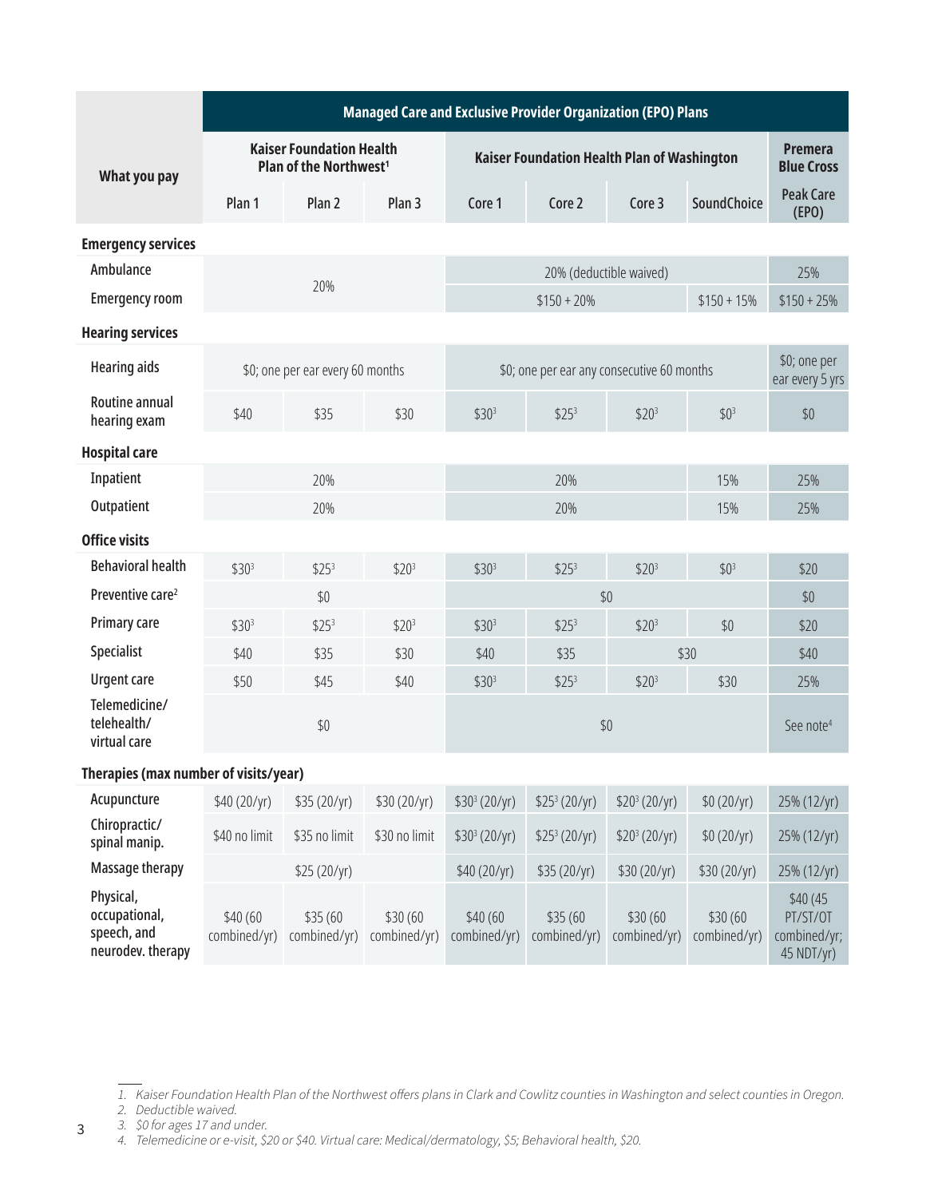| What you pay | Managed Care and Exclusive Provider Organization (EPO) Plans | | | | | | | |
|---|---|---|---|---|---|---|---|---|
| | Kaiser Foundation Health Plan of the Northwest[1] | | | Kaiser Foundation Health Plan of Washington | | | | Premera Blue Cross |
| | Plan 1 | Plan 2 | Plan 3 | Core 1 | Core 2 | Core 3 | SoundChoice | Peak Care (EPO) |
| **Emergency services** | | | | | | | | |
| Ambulance | 20% | | | 20% (deductible waived) | | | | 25% |
| Emergency room | 20% | | | $150 + 20% | | | $150 + 15% | $150 + 25% |
| **Hearing services** | | | | | | | | |
| Hearing aids | $0; one per ear every 60 months | | | $0; one per ear any consecutive 60 months | | | | $0; one per ear every 5 yrs |
| Routine annual hearing exam | $40 | $35 | $30 | $30[3] | $25[3] | $20[3] | $0[3] | $0 |
| **Hospital care** | | | | | | | | |
| Inpatient | 20% | | | 20% | | | 15% | 25% |
| Outpatient | 20% | | | 20% | | | 15% | 25% |
| **Office visits** | | | | | | | | |
| Behavioral health | $30[3] | $25[3] | $20[3] | $30[3] | $25[3] | $20[3] | $0[3] | $20 |
| Preventive care[2] | $0 | | | $0 | | | | $0 |
| Primary care | $30[3] | $25[3] | $20[3] | $30[3] | $25[3] | $20[3] | $0 | $20 |
| Specialist | $40 | $35 | $30 | $40 | $35 | $30 | | $40 |
| Urgent care | $50 | $45 | $40 | $30[3] | $25[3] | $20[3] | $30 | 25% |
| Telemedicine/ telehealth/ virtual care | $0 | | | $0 | | | | See note[4] |
| **Therapies (max number of visits/year)** | | | | | | | | |
| Acupuncture | $40 (20/yr) | $35 (20/yr) | $30 (20/yr) | $30[3] (20/yr) | $25[3] (20/yr) | $20[3] (20/yr) | $0 (20/yr) | 25% (12/yr) |
| Chiropractic/ spinal manip. | $40 no limit | $35 no limit | $30 no limit | $30[3] (20/yr) | $25[3] (20/yr) | $20[3] (20/yr) | $0 (20/yr) | 25% (12/yr) |
| Massage therapy | $25 (20/yr) | | | $40 (20/yr) | $35 (20/yr) | $30 (20/yr) | $30 (20/yr) | 25% (12/yr) |
| Physical, occupational, speech, and neurodev. therapy | $40 (60 combined/yr) | $35 (60 combined/yr) | $30 (60 combined/yr) | $40 (60 combined/yr) | $35 (60 combined/yr) | $30 (60 combined/yr) | $30 (60 combined/yr) | $40 (45 PT/ST/OT combined/yr; 45 NDT/yr) |

1. *Kaiser Foundation Health Plan of the Northwest offers plans in Clark and Cowlitz counties in Washington and select counties in Oregon.*
2. *Deductible waived.*
3. *$0 for ages 17 and under.*
4. *Telemedicine or e-visit, $20 or $40. Virtual care: Medical/dermatology, $5; Behavioral health, $20.*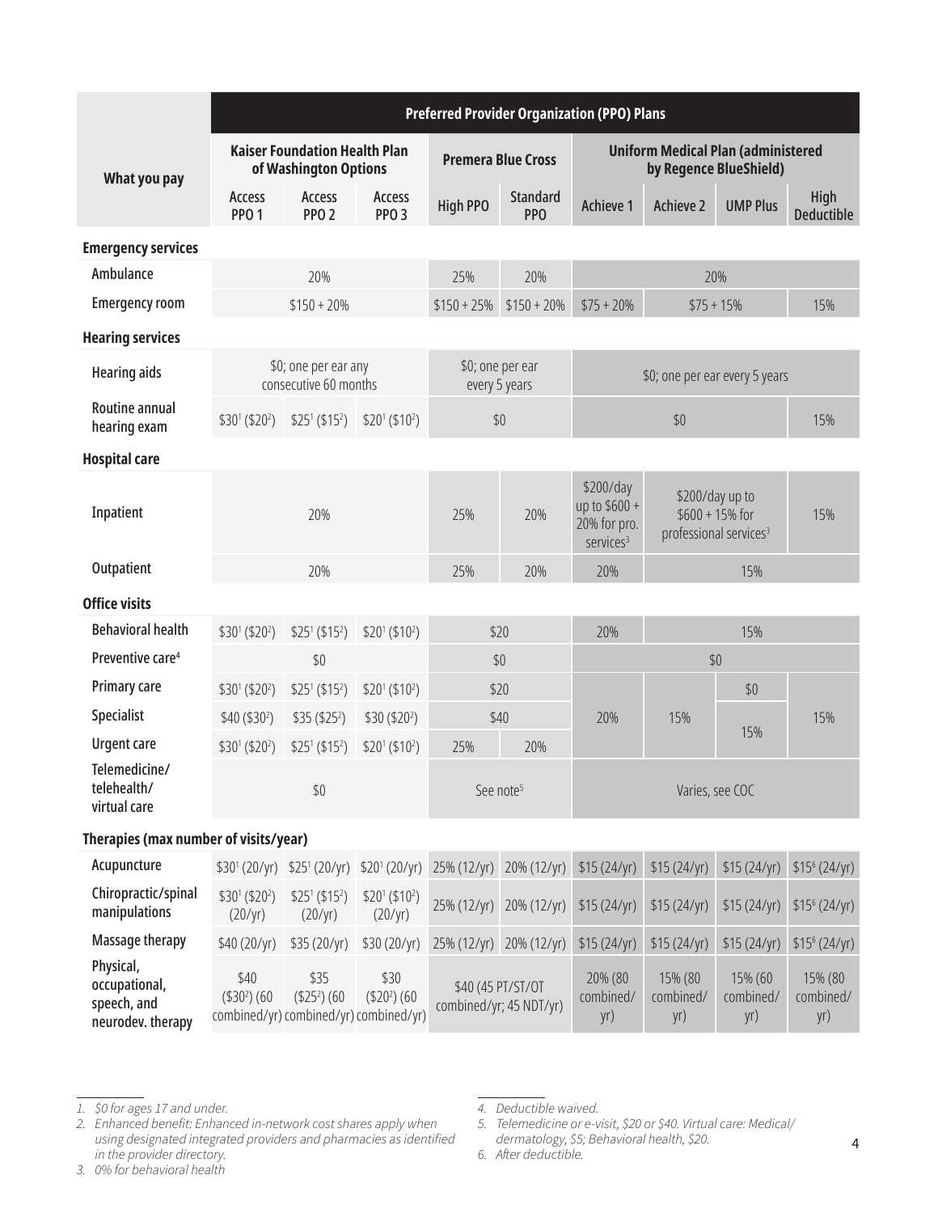| What you pay | Preferred Provider Organization (PPO) Plans | | | | | | | | |
|---|---|---|---|---|---|---|---|---|---|
| | Kaiser Foundation Health Plan of Washington Options | | | Premera Blue Cross | | Uniform Medical Plan (administered by Regence BlueShield) | | | |
| | Access PPO 1 | Access PPO 2 | Access PPO 3 | High PPO | Standard PPO | Achieve 1 | Achieve 2 | UMP Plus | High Deductible |
| **Emergency services** | | | | | | | | | |
| Ambulance | 20% | | | 25% | 20% | 20% | | | |
| Emergency room | $150 + 20% | | | $150 + 25% | $150 + 20% | $75 + 20% | $75 + 15% | | 15% |
| **Hearing services** | | | | | | | | | |
| Hearing aids | $0; one per ear any consecutive 60 months | | | $0; one per ear every 5 years | | $0; one per ear every 5 years | | | |
| Routine annual hearing exam | $30[1] ($20[2]) | $25[1] ($15[2]) | $20[1] ($10[2]) | $0 | | $0 | | | 15% |
| **Hospital care** | | | | | | | | | |
| Inpatient | 20% | | | 25% | 20% | $200/day up to $600 + 20% for pro. services[3] | $200/day up to $600 + 15% for professional services[3] | | 15% |
| Outpatient | 20% | | | 25% | 20% | 20% | 15% | | |
| **Office visits** | | | | | | | | | |
| Behavioral health | $30[1] ($20[2]) | $25[1] ($15[2]) | $20[1] ($10[2]) | $20 | | 20% | 15% | | |
| Preventive care[4] | $0 | | | $0 | | $0 | | | |
| Primary care | $30[1] ($20[2]) | $25[1] ($15[2]) | $20[1] ($10[2]) | $20 | | 20% | 15% | $0 | 15% |
| Specialist | $40 ($30[2]) | $35 ($25[2]) | $30 ($20[2]) | $40 | | | | 15% | |
| Urgent care | $30[1] ($20[2]) | $25[1] ($15[2]) | $20[1] ($10[2]) | 25% | 20% | | | | |
| Telemedicine/ telehealth/ virtual care | $0 | | | See note[5] | | Varies, see COC | | | |
| **Therapies (max number of visits/year)** | | | | | | | | | |
| Acupuncture | $30[1] (20/yr) | $25[1] (20/yr) | $20[1] (20/yr) | 25% (12/yr) | 20% (12/yr) | $15 (24/yr) | $15 (24/yr) | $15 (24/yr) | $15[6] (24/yr) |
| Chiropractic/spinal manipulations | $30[1] ($20[2]) (20/yr) | $25[1] ($15[2]) (20/yr) | $20[1] ($10[2]) (20/yr) | 25% (12/yr) | 20% (12/yr) | $15 (24/yr) | $15 (24/yr) | $15 (24/yr) | $15[6] (24/yr) |
| Massage therapy | $40 (20/yr) | $35 (20/yr) | $30 (20/yr) | 25% (12/yr) | 20% (12/yr) | $15 (24/yr) | $15 (24/yr) | $15 (24/yr) | $15[6] (24/yr) |
| Physical, occupational, speech, and neurodev. therapy | $40 ($30[2]) (60 combined/yr) | $35 ($25[2]) (60 combined/yr) | $30 ($20[2]) (60 combined/yr) | $40 (45 PT/ST/OT combined/yr; 45 NDT/yr) | | 20% (80 combined/ yr) | 15% (80 combined/ yr) | 15% (60 combined/ yr) | 15% (80 combined/ yr) |

1. *$0 for ages 17 and under.*
2. *Enhanced benefit: Enhanced in-network cost shares apply when using designated integrated providers and pharmacies as identified in the provider directory.*
3. *0% for behavioral health*
4. *Deductible waived.*
5. *Telemedicine or e-visit, $20 or $40. Virtual care: Medical/ dermatology, $5; Behavioral health, $20.*
6. *After deductible.*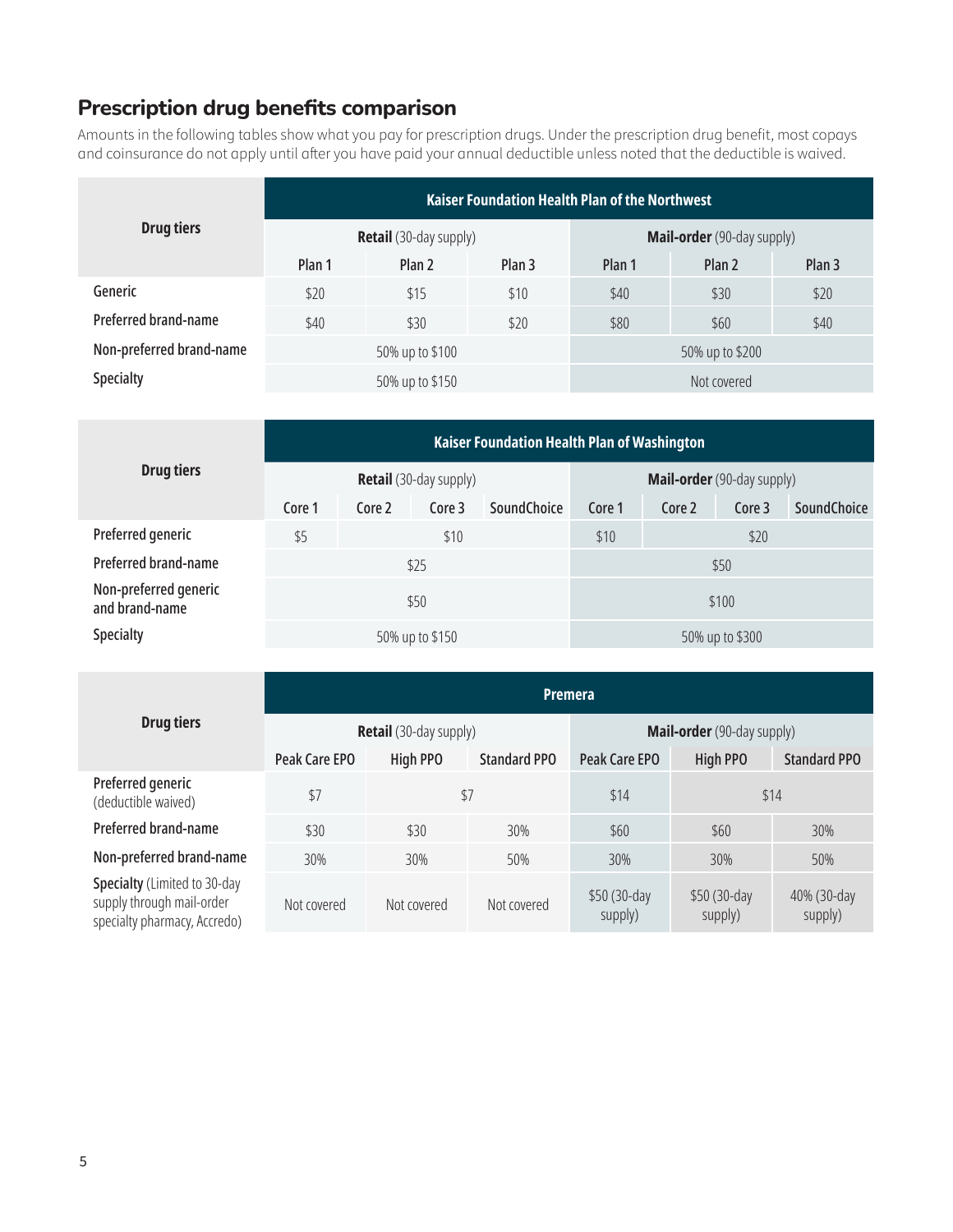## Prescription drug benefits comparison

Amounts in the following tables show what you pay for prescription drugs. Under the prescription drug benefit, most copays and coinsurance do not apply until after you have paid your annual deductible unless noted that the deductible is waived.

| Drug tiers | Kaiser Foundation Health Plan of the Northwest | | | | | |
|---|---|---|---|---|---|---|
| | **Retail** (30-day supply) | | | **Mail-order** (90-day supply) | | |
| | Plan 1 | Plan 2 | Plan 3 | Plan 1 | Plan 2 | Plan 3 |
| Generic | $20 | $15 | $10 | $40 | $30 | $20 |
| Preferred brand-name | $40 | $30 | $20 | $80 | $60 | $40 |
| Non-preferred brand-name | 50% up to $100 | | | 50% up to $200 | | |
| Specialty | 50% up to $150 | | | Not covered | | |

| Drug tiers | Kaiser Foundation Health Plan of Washington | | | | | | | |
|---|---|---|---|---|---|---|---|---|
| | **Retail** (30-day supply) | | | | **Mail-order** (90-day supply) | | | |
| | Core 1 | Core 2 | Core 3 | SoundChoice | Core 1 | Core 2 | Core 3 | SoundChoice |
| Preferred generic | $5 | $10 | | | $10 | $20 | | |
| Preferred brand-name | $25 | | | | $50 | | | |
| Non-preferred generic and brand-name | $50 | | | | $100 | | | |
| Specialty | 50% up to $150 | | | | 50% up to $300 | | | |

| Drug tiers | Premera | | | | | |
|---|---|---|---|---|---|---|
| | **Retail** (30-day supply) | | | **Mail-order** (90-day supply) | | |
| | Peak Care EPO | High PPO | Standard PPO | Peak Care EPO | High PPO | Standard PPO |
| Preferred generic (deductible waived) | $7 | $7 | | $14 | $14 | |
| Preferred brand-name | $30 | $30 | 30% | $60 | $60 | 30% |
| Non-preferred brand-name | 30% | 30% | 50% | 30% | 30% | 50% |
| **Specialty** (Limited to 30-day supply through mail-order specialty pharmacy, Accredo) | Not covered | Not covered | Not covered | $50 (30-day supply) | $50 (30-day supply) | 40% (30-day supply) |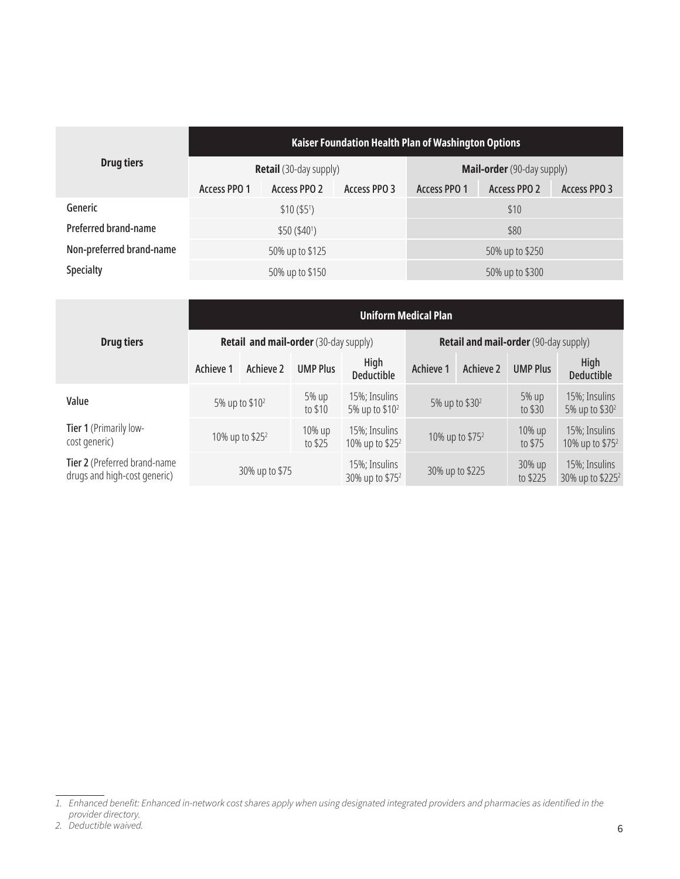| Drug tiers | Kaiser Foundation Health Plan of Washington Options | | | | | |
|---|---|---|---|---|---|---|
| | **Retail** (30-day supply) | | | **Mail-order** (90-day supply) | | |
| | Access PPO 1 | Access PPO 2 | Access PPO 3 | Access PPO 1 | Access PPO 2 | Access PPO 3 |
| **Generic** | $10 ($5[1]) | | | $10 | | |
| **Preferred brand-name** | $50 ($40[1]) | | | $80 | | |
| **Non-preferred brand-name** | 50% up to $125 | | | 50% up to $250 | | |
| **Specialty** | 50% up to $150 | | | 50% up to $300 | | |

| Drug tiers | Uniform Medical Plan | | | | | | | |
|---|---|---|---|---|---|---|---|---|
| | **Retail and mail-order** (30-day supply) | | | | **Retail and mail-order** (90-day supply) | | | |
| | Achieve 1 | Achieve 2 | UMP Plus | High Deductible | Achieve 1 | Achieve 2 | UMP Plus | High Deductible |
| **Value** | 5% up to $10[2] | | 5% up to $10 | 15%; Insulins 5% up to $10[2] | 5% up to $30[2] | | 5% up to $30 | 15%; Insulins 5% up to $30[2] |
| **Tier 1** (Primarily low-cost generic) | 10% up to $25[2] | | 10% up to $25 | 15%; Insulins 10% up to $25[2] | 10% up to $75[2] | | 10% up to $75 | 15%; Insulins 10% up to $75[2] |
| **Tier 2** (Preferred brand-name drugs and high-cost generic) | 30% up to $75 | | | 15%; Insulins 30% up to $75[2] | 30% up to $225 | | 30% up to $225 | 15%; Insulins 30% up to $225[2] |

1. *Enhanced benefit: Enhanced in-network cost shares apply when using designated integrated providers and pharmacies as identified in the provider directory.*
2. *Deductible waived.*